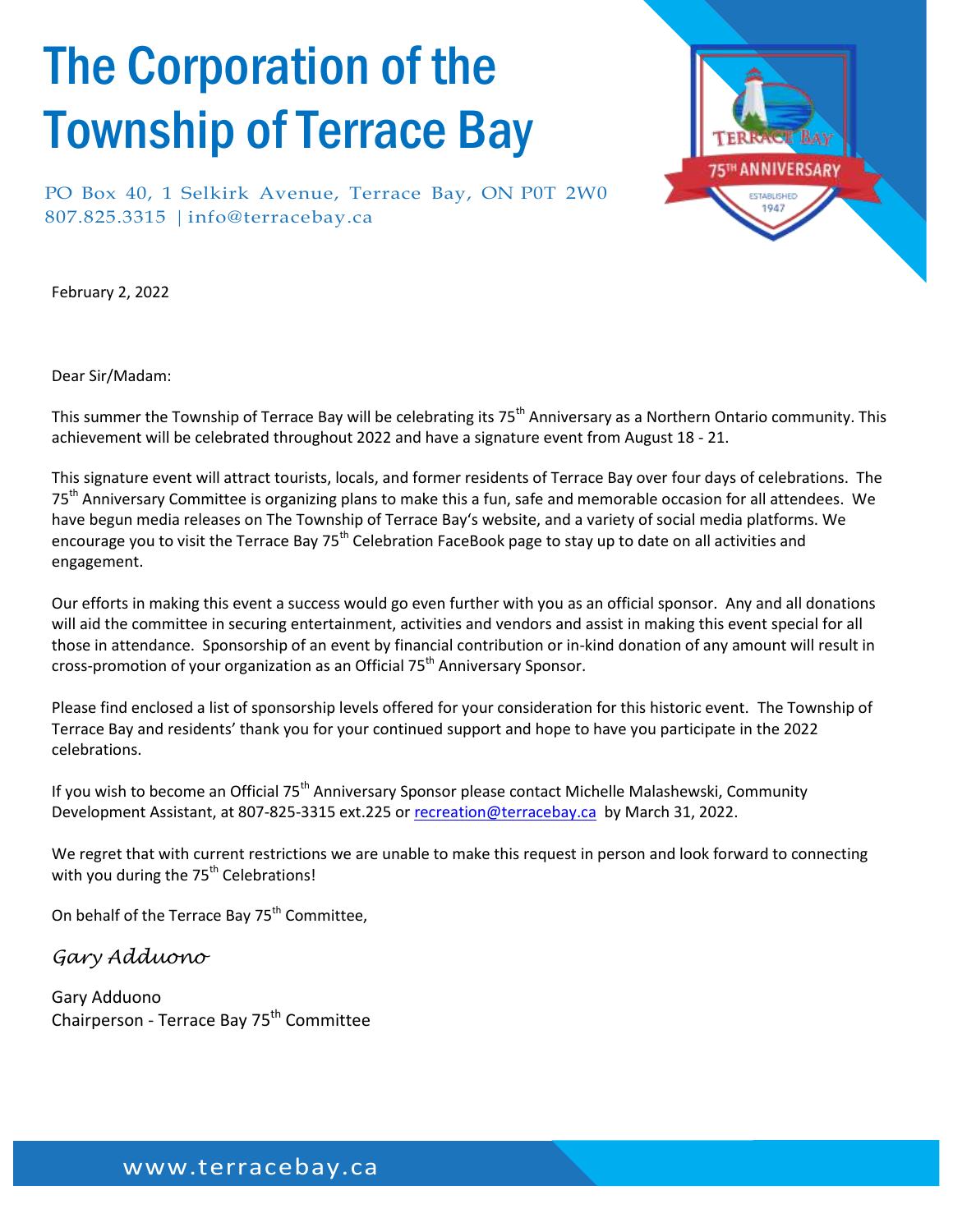# The Corporation of the Township of Terrace Bay

PO Box 40, 1 Selkirk Avenue, Terrace Bay, ON P0T 2W0
807.825.3315 | info@terracebay.ca

February 2, 2022

Dear Sir/Madam:

This summer the Township of Terrace Bay will be celebrating its 75th Anniversary as a Northern Ontario community. This achievement will be celebrated throughout 2022 and have a signature event from August 18 - 21.

This signature event will attract tourists, locals, and former residents of Terrace Bay over four days of celebrations. The 75th Anniversary Committee is organizing plans to make this a fun, safe and memorable occasion for all attendees. We have begun media releases on The Township of Terrace Bay's website, and a variety of social media platforms. We encourage you to visit the Terrace Bay 75th Celebration FaceBook page to stay up to date on all activities and engagement.

Our efforts in making this event a success would go even further with you as an official sponsor. Any and all donations will aid the committee in securing entertainment, activities and vendors and assist in making this event special for all those in attendance. Sponsorship of an event by financial contribution or in-kind donation of any amount will result in cross-promotion of your organization as an Official 75th Anniversary Sponsor.

Please find enclosed a list of sponsorship levels offered for your consideration for this historic event. The Township of Terrace Bay and residents' thank you for your continued support and hope to have you participate in the 2022 celebrations.

If you wish to become an Official 75th Anniversary Sponsor please contact Michelle Malashewski, Community Development Assistant, at 807-825-3315 ext.225 or recreation@terracebay.ca by March 31, 2022.

We regret that with current restrictions we are unable to make this request in person and look forward to connecting with you during the 75th Celebrations!

On behalf of the Terrace Bay 75th Committee,

*Gary Adduono*

Gary Adduono
Chairperson - Terrace Bay 75th Committee

www.terracebay.ca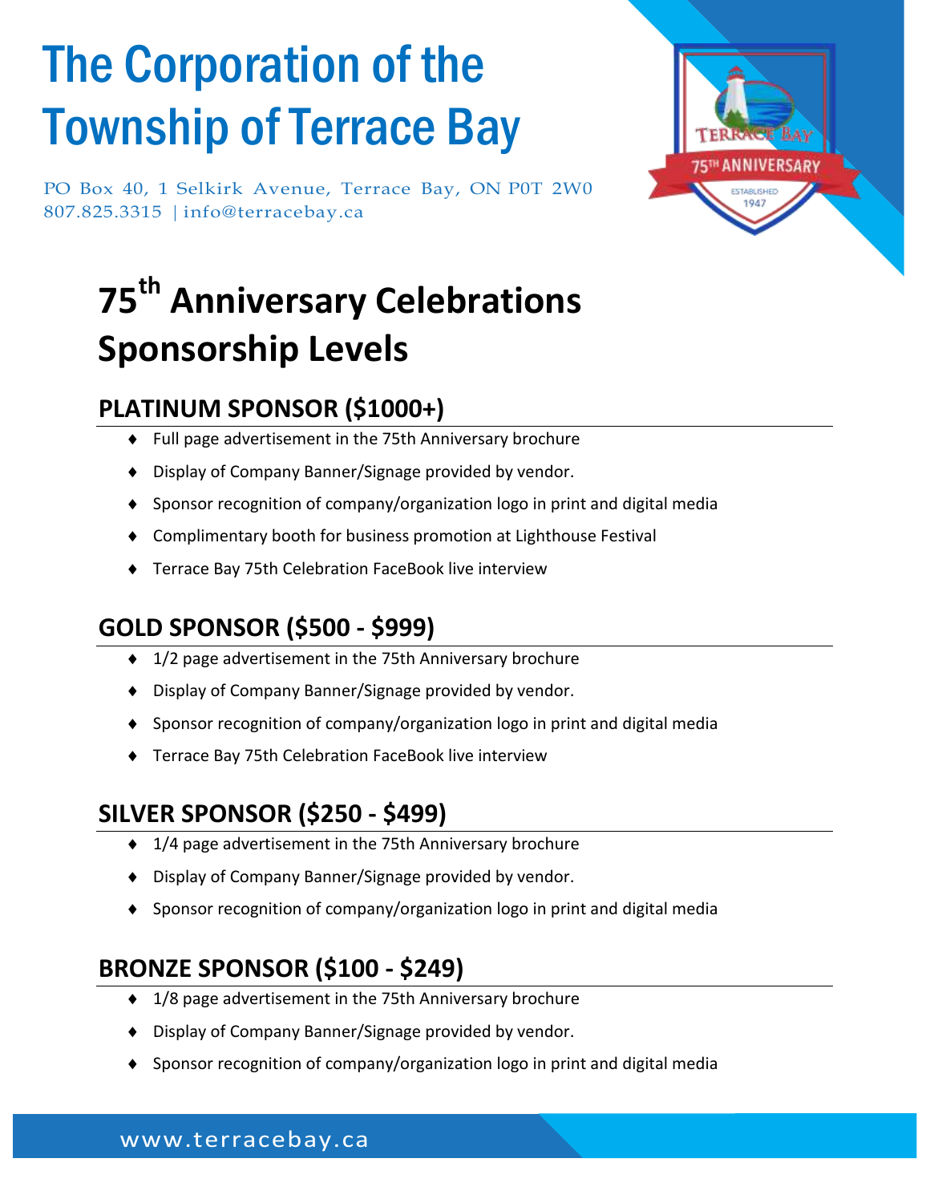# The Corporation of the Township of Terrace Bay

PO Box 40, 1 Selkirk Avenue, Terrace Bay, ON P0T 2W0
807.825.3315 | info@terracebay.ca

## 75th Anniversary Celebrations Sponsorship Levels

### PLATINUM SPONSOR ($1000+)

- Full page advertisement in the 75th Anniversary brochure
- Display of Company Banner/Signage provided by vendor.
- Sponsor recognition of company/organization logo in print and digital media
- Complimentary booth for business promotion at Lighthouse Festival
- Terrace Bay 75th Celebration FaceBook live interview

### GOLD SPONSOR ($500 - $999)

- 1/2 page advertisement in the 75th Anniversary brochure
- Display of Company Banner/Signage provided by vendor.
- Sponsor recognition of company/organization logo in print and digital media
- Terrace Bay 75th Celebration FaceBook live interview

### SILVER SPONSOR ($250 - $499)

- 1/4 page advertisement in the 75th Anniversary brochure
- Display of Company Banner/Signage provided by vendor.
- Sponsor recognition of company/organization logo in print and digital media

### BRONZE SPONSOR ($100 - $249)

- 1/8 page advertisement in the 75th Anniversary brochure
- Display of Company Banner/Signage provided by vendor.
- Sponsor recognition of company/organization logo in print and digital media

www.terracebay.ca